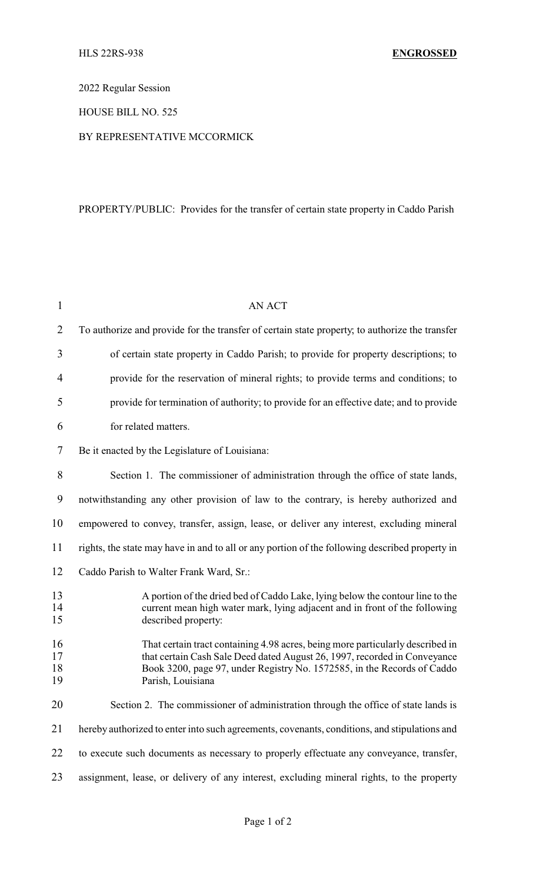HLS 22RS-938 **ENGROSSED**

2022 Regular Session

HOUSE BILL NO. 525

BY REPRESENTATIVE MCCORMICK

PROPERTY/PUBLIC: Provides for the transfer of certain state property in Caddo Parish

AN ACT

To authorize and provide for the transfer of certain state property; to authorize the transfer of certain state property in Caddo Parish; to provide for property descriptions; to provide for the reservation of mineral rights; to provide terms and conditions; to provide for termination of authority; to provide for an effective date; and to provide for related matters.

Be it enacted by the Legislature of Louisiana:

Section 1. The commissioner of administration through the office of state lands, notwithstanding any other provision of law to the contrary, is hereby authorized and empowered to convey, transfer, assign, lease, or deliver any interest, excluding mineral rights, the state may have in and to all or any portion of the following described property in Caddo Parish to Walter Frank Ward, Sr.:

> A portion of the dried bed of Caddo Lake, lying below the contour line to the current mean high water mark, lying adjacent and in front of the following described property:
>
> That certain tract containing 4.98 acres, being more particularly described in that certain Cash Sale Deed dated August 26, 1997, recorded in Conveyance Book 3200, page 97, under Registry No. 1572585, in the Records of Caddo Parish, Louisiana

Section 2. The commissioner of administration through the office of state lands is hereby authorized to enter into such agreements, covenants, conditions, and stipulations and to execute such documents as necessary to properly effectuate any conveyance, transfer, assignment, lease, or delivery of any interest, excluding mineral rights, to the property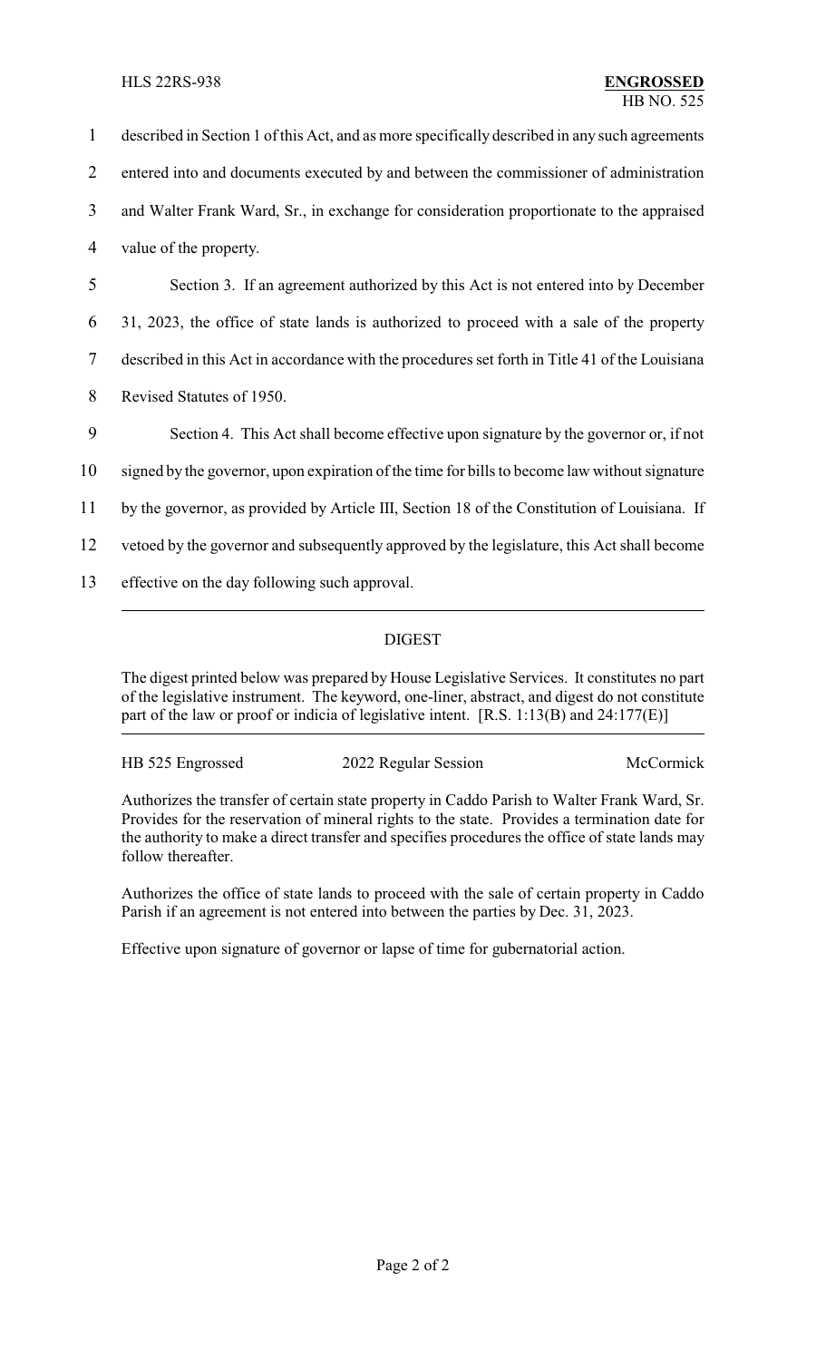described in Section 1 of this Act, and as more specifically described in any such agreements entered into and documents executed by and between the commissioner of administration and Walter Frank Ward, Sr., in exchange for consideration proportionate to the appraised value of the property.

Section 3. If an agreement authorized by this Act is not entered into by December 31, 2023, the office of state lands is authorized to proceed with a sale of the property described in this Act in accordance with the procedures set forth in Title 41 of the Louisiana Revised Statutes of 1950.

Section 4. This Act shall become effective upon signature by the governor or, if not signed by the governor, upon expiration of the time for bills to become law without signature by the governor, as provided by Article III, Section 18 of the Constitution of Louisiana. If vetoed by the governor and subsequently approved by the legislature, this Act shall become effective on the day following such approval.

---

## DIGEST

The digest printed below was prepared by House Legislative Services. It constitutes no part of the legislative instrument. The keyword, one-liner, abstract, and digest do not constitute part of the law or proof or indicia of legislative intent. [R.S. 1:13(B) and 24:177(E)]

HB 525 Engrossed | 2022 Regular Session | McCormick

Authorizes the transfer of certain state property in Caddo Parish to Walter Frank Ward, Sr. Provides for the reservation of mineral rights to the state. Provides a termination date for the authority to make a direct transfer and specifies procedures the office of state lands may follow thereafter.

Authorizes the office of state lands to proceed with the sale of certain property in Caddo Parish if an agreement is not entered into between the parties by Dec. 31, 2023.

Effective upon signature of governor or lapse of time for gubernatorial action.